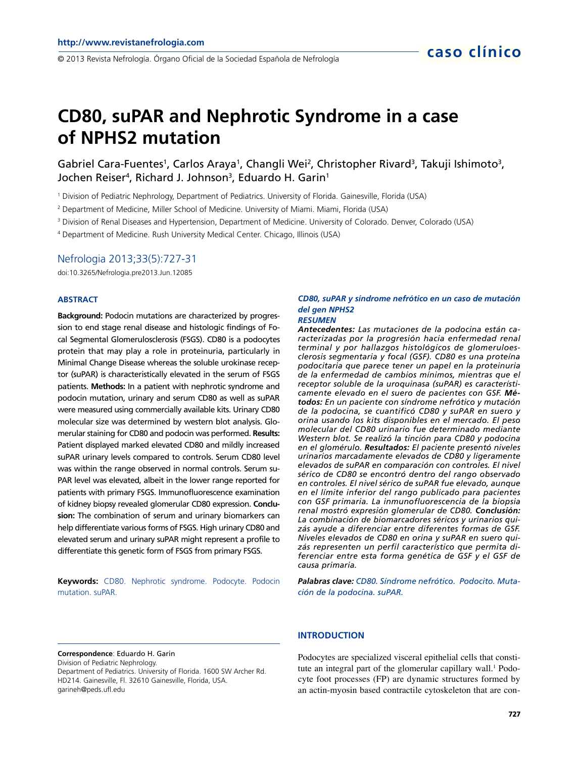# CD80, suPAR and Nephrotic Syndrome in a case of NPHS2 mutation

Gabriel Cara-Fuentes[1], Carlos Araya[1], Changli Wei[2], Christopher Rivard[3], Takuji Ishimoto[3], Jochen Reiser[4], Richard J. Johnson[3], Eduardo H. Garin[1]

[1] Division of Pediatric Nephrology, Department of Pediatrics. University of Florida. Gainesville, Florida (USA)

[2] Department of Medicine, Miller School of Medicine. University of Miami. Miami, Florida (USA)

[3] Division of Renal Diseases and Hypertension, Department of Medicine. University of Colorado. Denver, Colorado (USA)

[4] Department of Medicine. Rush University Medical Center. Chicago, Illinois (USA)

Nefrologia 2013;33(5):727-31

doi:10.3265/Nefrologia.pre2013.Jun.12085

## ABSTRACT

**Background:** Podocin mutations are characterized by progression to end stage renal disease and histologic findings of Focal Segmental Glomerulosclerosis (FSGS). CD80 is a podocytes protein that may play a role in proteinuria, particularly in Minimal Change Disease whereas the soluble urokinase receptor (suPAR) is characteristically elevated in the serum of FSGS patients. **Methods:** In a patient with nephrotic syndrome and podocin mutation, urinary and serum CD80 as well as suPAR were measured using commercially available kits. Urinary CD80 molecular size was determined by western blot analysis. Glomerular staining for CD80 and podocin was performed. **Results:** Patient displayed marked elevated CD80 and mildly increased suPAR urinary levels compared to controls. Serum CD80 level was within the range observed in normal controls. Serum suPAR level was elevated, albeit in the lower range reported for patients with primary FSGS. Immunofluorescence examination of kidney biopsy revealed glomerular CD80 expression. **Conclusion:** The combination of serum and urinary biomarkers can help differentiate various forms of FSGS. High urinary CD80 and elevated serum and urinary suPAR might represent a profile to differentiate this genetic form of FSGS from primary FSGS.

**Keywords:** CD80. Nephrotic syndrome. Podocyte. Podocin mutation. suPAR.

### *CD80, suPAR y síndrome nefrótico en un caso de mutación del gen NPHS2*

### *RESUMEN*

***Antecedentes:*** *Las mutaciones de la podocina están caracterizadas por la progresión hacia enfermedad renal terminal y por hallazgos histológicos de glomeruloesclerosis segmentaria y focal (GSF). CD80 es una proteína podocitaria que parece tener un papel en la proteinuria de la enfermedad de cambios mínimos, mientras que el receptor soluble de la uroquinasa (suPAR) es característicamente elevado en el suero de pacientes con GSF.* ***Métodos:*** *En un paciente con síndrome nefrótico y mutación de la podocina, se cuantificó CD80 y suPAR en suero y orina usando los kits disponibles en el mercado. El peso molecular del CD80 urinario fue determinado mediante Western blot. Se realizó la tinción para CD80 y podocina en el glomérulo.* ***Resultados:*** *El paciente presentó niveles urinarios marcadamente elevados de CD80 y ligeramente elevados de suPAR en comparación con controles. El nivel sérico de CD80 se encontró dentro del rango observado en controles. El nivel sérico de suPAR fue elevado, aunque en el límite inferior del rango publicado para pacientes con GSF primaria. La inmunofluorescencia de la biopsia renal mostró expresión glomerular de CD80.* ***Conclusión:*** *La combinación de biomarcadores séricos y urinarios quizás ayude a diferenciar entre diferentes formas de GSF. Niveles elevados de CD80 en orina y suPAR en suero quizás representen un perfil característico que permita diferenciar entre esta forma genética de GSF y el GSF de causa primaria.*

***Palabras clave:*** *CD80. Síndrome nefrótico. Podocito. Mutación de la podocina. suPAR.*

**Correspondence**: Eduardo H. Garin
Division of Pediatric Nephrology.
Department of Pediatrics. University of Florida. 1600 SW Archer Rd. HD214. Gainesville, Fl. 32610 Gainesville, Florida, USA.
garineh@peds.ufl.edu

## INTRODUCTION

Podocytes are specialized visceral epithelial cells that constitute an integral part of the glomerular capillary wall.[1] Podocyte foot processes (FP) are dynamic structures formed by an actin-myosin based contractile cytoskeleton that are con-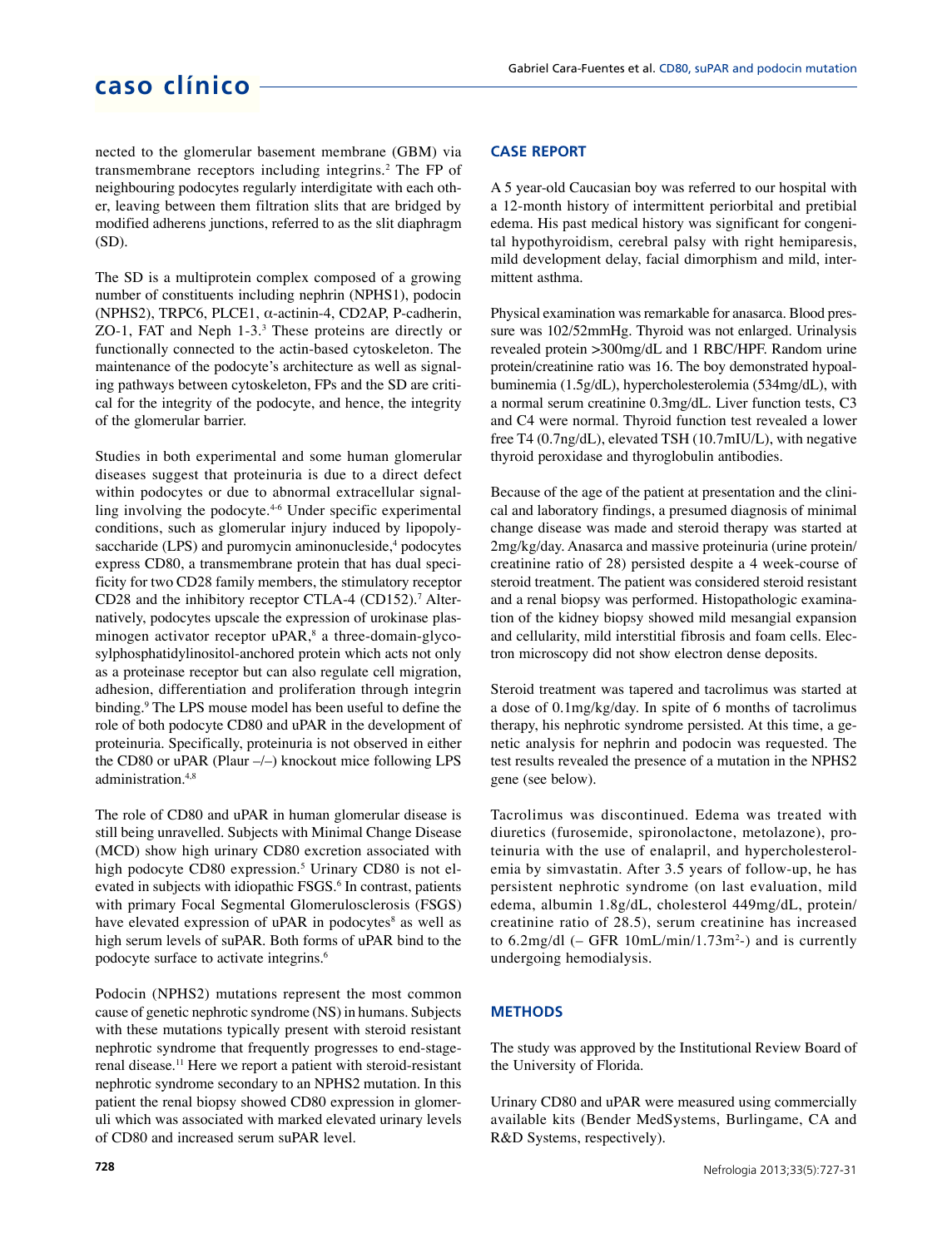nected to the glomerular basement membrane (GBM) via transmembrane receptors including integrins.[2] The FP of neighbouring podocytes regularly interdigitate with each other, leaving between them filtration slits that are bridged by modified adherens junctions, referred to as the slit diaphragm (SD).

The SD is a multiprotein complex composed of a growing number of constituents including nephrin (NPHS1), podocin (NPHS2), TRPC6, PLCE1, α-actinin-4, CD2AP, P-cadherin, ZO-1, FAT and Neph 1-3.[3] These proteins are directly or functionally connected to the actin-based cytoskeleton. The maintenance of the podocyte's architecture as well as signaling pathways between cytoskeleton, FPs and the SD are critical for the integrity of the podocyte, and hence, the integrity of the glomerular barrier.

Studies in both experimental and some human glomerular diseases suggest that proteinuria is due to a direct defect within podocytes or due to abnormal extracellular signalling involving the podocyte.[4-6] Under specific experimental conditions, such as glomerular injury induced by lipopolysaccharide (LPS) and puromycin aminonucleside,[4] podocytes express CD80, a transmembrane protein that has dual specificity for two CD28 family members, the stimulatory receptor CD28 and the inhibitory receptor CTLA-4 (CD152).[7] Alternatively, podocytes upscale the expression of urokinase plasminogen activator receptor uPAR,[8] a three-domain-glycosylphosphatidylinositol-anchored protein which acts not only as a proteinase receptor but can also regulate cell migration, adhesion, differentiation and proliferation through integrin binding.[9] The LPS mouse model has been useful to define the role of both podocyte CD80 and uPAR in the development of proteinuria. Specifically, proteinuria is not observed in either the CD80 or uPAR (Plaur –/–) knockout mice following LPS administration.[4,8]

The role of CD80 and uPAR in human glomerular disease is still being unravelled. Subjects with Minimal Change Disease (MCD) show high urinary CD80 excretion associated with high podocyte CD80 expression.[5] Urinary CD80 is not elevated in subjects with idiopathic FSGS.[6] In contrast, patients with primary Focal Segmental Glomerulosclerosis (FSGS) have elevated expression of uPAR in podocytes[8] as well as high serum levels of suPAR. Both forms of uPAR bind to the podocyte surface to activate integrins.[6]

Podocin (NPHS2) mutations represent the most common cause of genetic nephrotic syndrome (NS) in humans. Subjects with these mutations typically present with steroid resistant nephrotic syndrome that frequently progresses to end-stage-renal disease.[11] Here we report a patient with steroid-resistant nephrotic syndrome secondary to an NPHS2 mutation. In this patient the renal biopsy showed CD80 expression in glomeruli which was associated with marked elevated urinary levels of CD80 and increased serum suPAR level.

## CASE REPORT

A 5 year-old Caucasian boy was referred to our hospital with a 12-month history of intermittent periorbital and pretibial edema. His past medical history was significant for congenital hypothyroidism, cerebral palsy with right hemiparesis, mild development delay, facial dimorphism and mild, intermittent asthma.

Physical examination was remarkable for anasarca. Blood pressure was 102/52mmHg. Thyroid was not enlarged. Urinalysis revealed protein >300mg/dL and 1 RBC/HPF. Random urine protein/creatinine ratio was 16. The boy demonstrated hypoalbuminemia (1.5g/dL), hypercholesterolemia (534mg/dL), with a normal serum creatinine 0.3mg/dL. Liver function tests, C3 and C4 were normal. Thyroid function test revealed a lower free T4 (0.7ng/dL), elevated TSH (10.7mIU/L), with negative thyroid peroxidase and thyroglobulin antibodies.

Because of the age of the patient at presentation and the clinical and laboratory findings, a presumed diagnosis of minimal change disease was made and steroid therapy was started at 2mg/kg/day. Anasarca and massive proteinuria (urine protein/creatinine ratio of 28) persisted despite a 4 week-course of steroid treatment. The patient was considered steroid resistant and a renal biopsy was performed. Histopathologic examination of the kidney biopsy showed mild mesangial expansion and cellularity, mild interstitial fibrosis and foam cells. Electron microscopy did not show electron dense deposits.

Steroid treatment was tapered and tacrolimus was started at a dose of 0.1mg/kg/day. In spite of 6 months of tacrolimus therapy, his nephrotic syndrome persisted. At this time, a genetic analysis for nephrin and podocin was requested. The test results revealed the presence of a mutation in the NPHS2 gene (see below).

Tacrolimus was discontinued. Edema was treated with diuretics (furosemide, spironolactone, metolazone), proteinuria with the use of enalapril, and hypercholesterolemia by simvastatin. After 3.5 years of follow-up, he has persistent nephrotic syndrome (on last evaluation, mild edema, albumin 1.8g/dL, cholesterol 449mg/dL, protein/creatinine ratio of 28.5), serum creatinine has increased to 6.2mg/dl (– GFR 10mL/min/1.73m$^2$-) and is currently undergoing hemodialysis.

## METHODS

The study was approved by the Institutional Review Board of the University of Florida.

Urinary CD80 and uPAR were measured using commercially available kits (Bender MedSystems, Burlingame, CA and R&D Systems, respectively).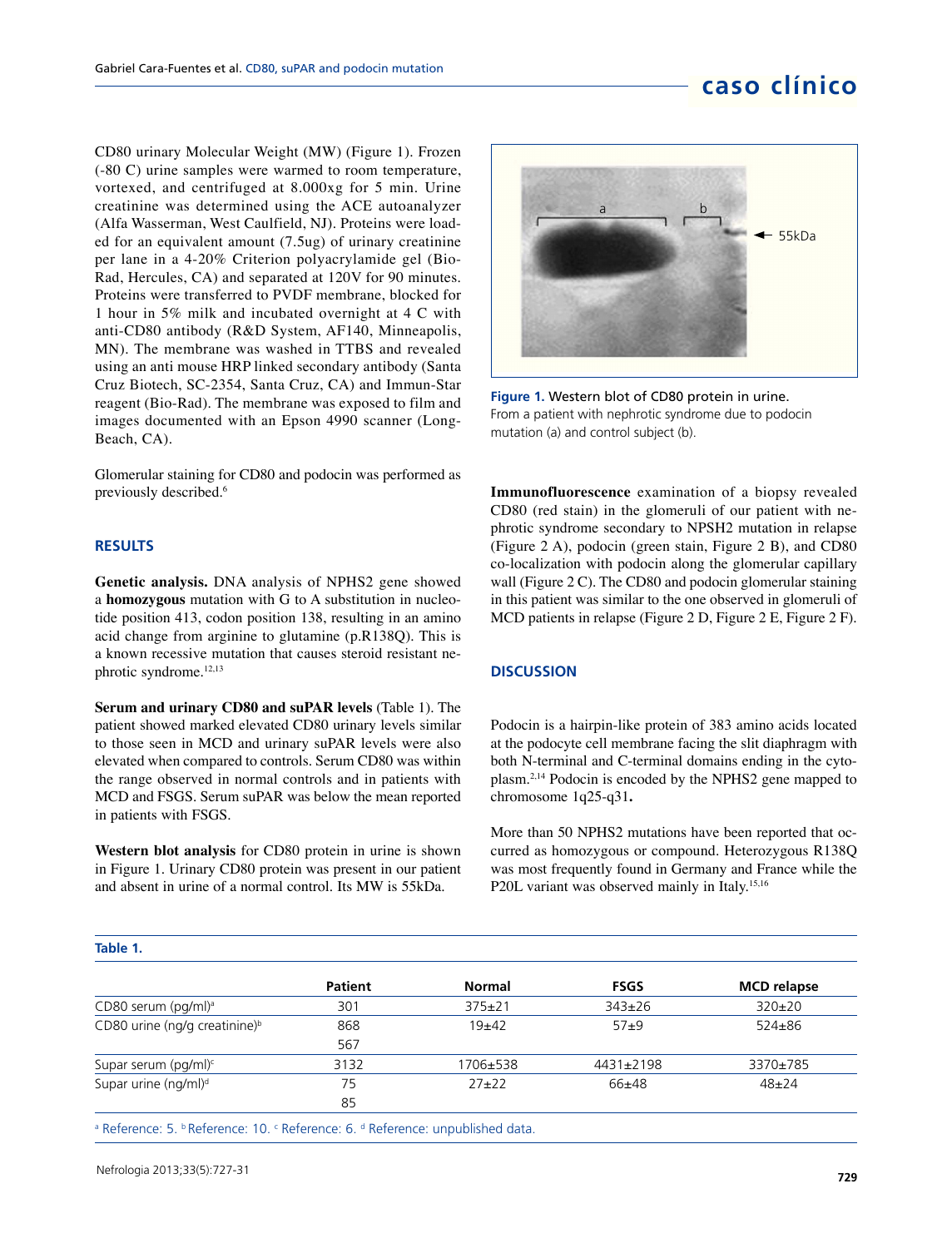CD80 urinary Molecular Weight (MW) (Figure 1). Frozen (-80 C) urine samples were warmed to room temperature, vortexed, and centrifuged at 8.000xg for 5 min. Urine creatinine was determined using the ACE autoanalyzer (Alfa Wasserman, West Caulfield, NJ). Proteins were loaded for an equivalent amount (7.5ug) of urinary creatinine per lane in a 4-20% Criterion polyacrylamide gel (Bio-Rad, Hercules, CA) and separated at 120V for 90 minutes. Proteins were transferred to PVDF membrane, blocked for 1 hour in 5% milk and incubated overnight at 4 C with anti-CD80 antibody (R&D System, AF140, Minneapolis, MN). The membrane was washed in TTBS and revealed using an anti mouse HRP linked secondary antibody (Santa Cruz Biotech, SC-2354, Santa Cruz, CA) and Immun-Star reagent (Bio-Rad). The membrane was exposed to film and images documented with an Epson 4990 scanner (Long-Beach, CA).

Glomerular staining for CD80 and podocin was performed as previously described.[6]

## RESULTS

**Genetic analysis.** DNA analysis of NPHS2 gene showed a **homozygous** mutation with G to A substitution in nucleotide position 413, codon position 138, resulting in an amino acid change from arginine to glutamine (p.R138Q). This is a known recessive mutation that causes steroid resistant nephrotic syndrome.[12,13]

**Serum and urinary CD80 and suPAR levels** (Table 1). The patient showed marked elevated CD80 urinary levels similar to those seen in MCD and urinary suPAR levels were also elevated when compared to controls. Serum CD80 was within the range observed in normal controls and in patients with MCD and FSGS. Serum suPAR was below the mean reported in patients with FSGS.

**Western blot analysis** for CD80 protein in urine is shown in Figure 1. Urinary CD80 protein was present in our patient and absent in urine of a normal control. Its MW is 55kDa.

**Figure 1.** Western blot of CD80 protein in urine.
From a patient with nephrotic syndrome due to podocin mutation (a) and control subject (b).

**Immunofluorescence** examination of a biopsy revealed CD80 (red stain) in the glomeruli of our patient with nephrotic syndrome secondary to NPSH2 mutation in relapse (Figure 2 A), podocin (green stain, Figure 2 B), and CD80 co-localization with podocin along the glomerular capillary wall (Figure 2 C). The CD80 and podocin glomerular staining in this patient was similar to the one observed in glomeruli of MCD patients in relapse (Figure 2 D, Figure 2 E, Figure 2 F).

## DISCUSSION

Podocin is a hairpin-like protein of 383 amino acids located at the podocyte cell membrane facing the slit diaphragm with both N-terminal and C-terminal domains ending in the cytoplasm.[2,14] Podocin is encoded by the NPHS2 gene mapped to chromosome 1q25-q31**.**

More than 50 NPHS2 mutations have been reported that occurred as homozygous or compound. Heterozygous R138Q was most frequently found in Germany and France while the P20L variant was observed mainly in Italy.[15,16]

**Table 1.**

| | Patient | Normal | FSGS | MCD relapse |
|---|---|---|---|---|
| CD80 serum (pg/ml)[a] | 301 | 375±21 | 343±26 | 320±20 |
| CD80 urine (ng/g creatinine)[b] | 868 | 19±42 | 57±9 | 524±86 |
| | 567 | | | |
| Supar serum (pg/ml)[c] | 3132 | 1706±538 | 4431±2198 | 3370±785 |
| Supar urine (ng/ml)[d] | 75 | 27±22 | 66±48 | 48±24 |
| | 85 | | | |

[a] Reference: 5. [b] Reference: 10. [c] Reference: 6. [d] Reference: unpublished data.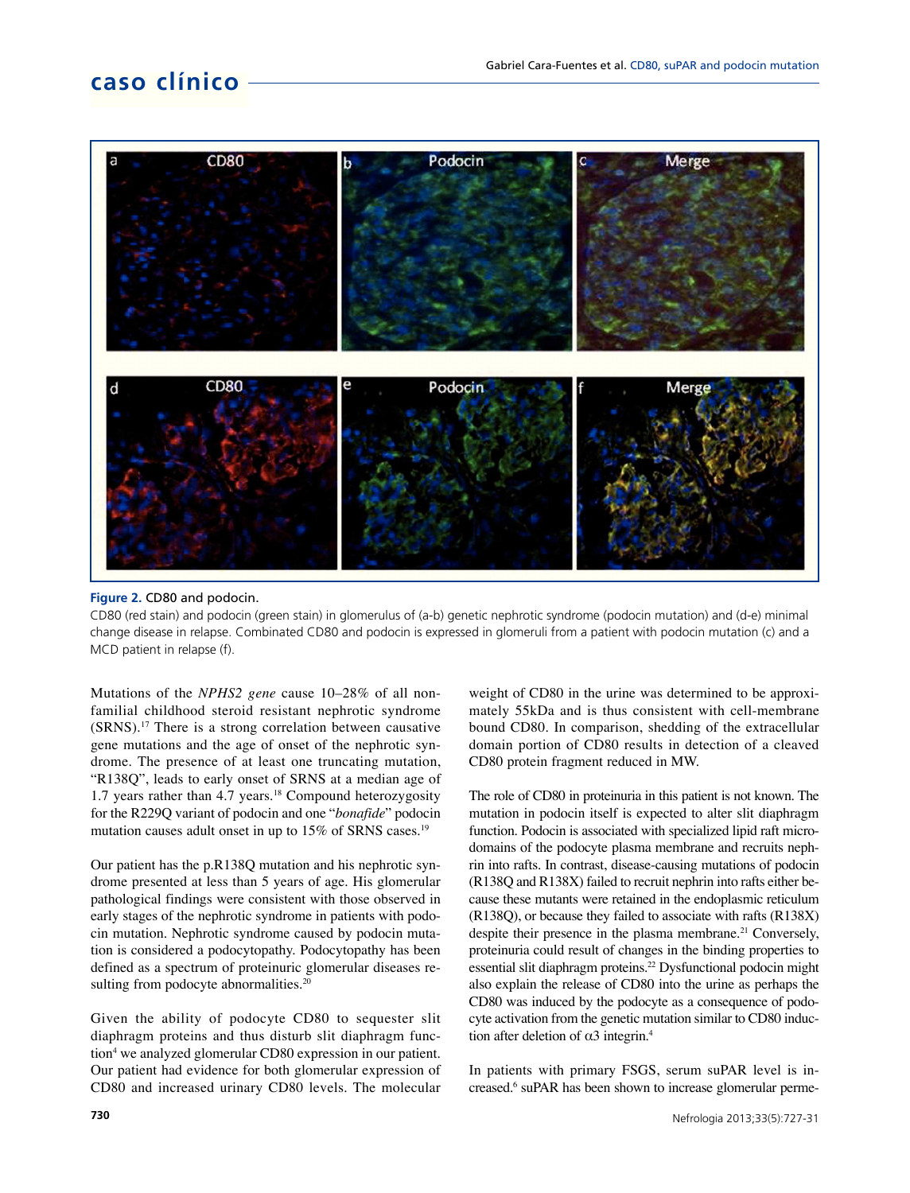**Figure 2.** CD80 and podocin.

CD80 (red stain) and podocin (green stain) in glomerulus of (a-b) genetic nephrotic syndrome (podocin mutation) and (d-e) minimal change disease in relapse. Combinated CD80 and podocin is expressed in glomeruli from a patient with podocin mutation (c) and a MCD patient in relapse (f).

Mutations of the *NPHS2 gene* cause 10–28% of all non-familial childhood steroid resistant nephrotic syndrome (SRNS).[17] There is a strong correlation between causative gene mutations and the age of onset of the nephrotic syndrome. The presence of at least one truncating mutation, "R138Q", leads to early onset of SRNS at a median age of 1.7 years rather than 4.7 years.[18] Compound heterozygosity for the R229Q variant of podocin and one "*bonafide*" podocin mutation causes adult onset in up to 15% of SRNS cases.[19]

Our patient has the p.R138Q mutation and his nephrotic syndrome presented at less than 5 years of age. His glomerular pathological findings were consistent with those observed in early stages of the nephrotic syndrome in patients with podocin mutation. Nephrotic syndrome caused by podocin mutation is considered a podocytopathy. Podocytopathy has been defined as a spectrum of proteinuric glomerular diseases resulting from podocyte abnormalities.[20]

Given the ability of podocyte CD80 to sequester slit diaphragm proteins and thus disturb slit diaphragm function[4] we analyzed glomerular CD80 expression in our patient. Our patient had evidence for both glomerular expression of CD80 and increased urinary CD80 levels. The molecular weight of CD80 in the urine was determined to be approximately 55kDa and is thus consistent with cell-membrane bound CD80. In comparison, shedding of the extracellular domain portion of CD80 results in detection of a cleaved CD80 protein fragment reduced in MW.

The role of CD80 in proteinuria in this patient is not known. The mutation in podocin itself is expected to alter slit diaphragm function. Podocin is associated with specialized lipid raft microdomains of the podocyte plasma membrane and recruits nephrin into rafts. In contrast, disease-causing mutations of podocin (R138Q and R138X) failed to recruit nephrin into rafts either because these mutants were retained in the endoplasmic reticulum (R138Q), or because they failed to associate with rafts (R138X) despite their presence in the plasma membrane.[21] Conversely, proteinuria could result of changes in the binding properties to essential slit diaphragm proteins.[22] Dysfunctional podocin might also explain the release of CD80 into the urine as perhaps the CD80 was induced by the podocyte as a consequence of podocyte activation from the genetic mutation similar to CD80 induction after deletion of $\alpha$3 integrin.[4]

In patients with primary FSGS, serum suPAR level is increased.[6] suPAR has been shown to increase glomerular perme-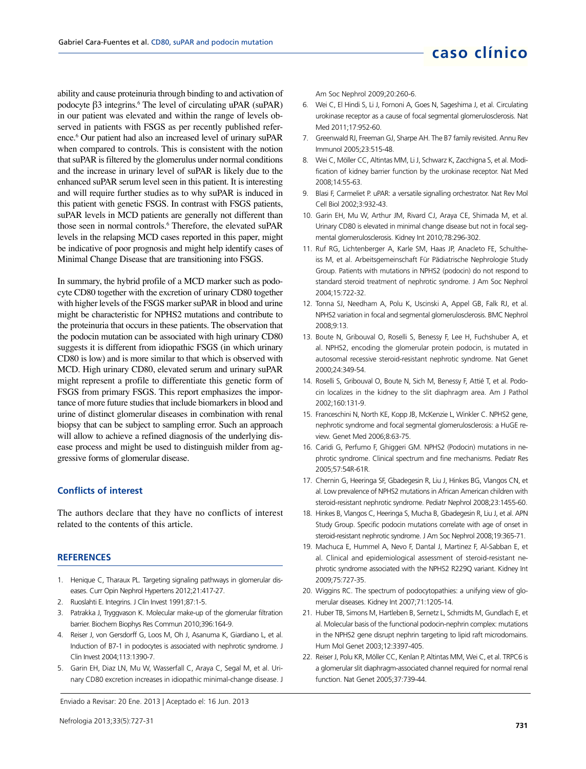ability and cause proteinuria through binding to and activation of podocyte β3 integrins.[6] The level of circulating uPAR (suPAR) in our patient was elevated and within the range of levels observed in patients with FSGS as per recently published reference.[6] Our patient had also an increased level of urinary suPAR when compared to controls. This is consistent with the notion that suPAR is filtered by the glomerulus under normal conditions and the increase in urinary level of suPAR is likely due to the enhanced suPAR serum level seen in this patient. It is interesting and will require further studies as to why suPAR is induced in this patient with genetic FSGS. In contrast with FSGS patients, suPAR levels in MCD patients are generally not different than those seen in normal controls.[6] Therefore, the elevated suPAR levels in the relapsing MCD cases reported in this paper, might be indicative of poor prognosis and might help identify cases of Minimal Change Disease that are transitioning into FSGS.

In summary, the hybrid profile of a MCD marker such as podocyte CD80 together with the excretion of urinary CD80 together with higher levels of the FSGS marker suPAR in blood and urine might be characteristic for NPHS2 mutations and contribute to the proteinuria that occurs in these patients. The observation that the podocin mutation can be associated with high urinary CD80 suggests it is different from idiopathic FSGS (in which urinary CD80 is low) and is more similar to that which is observed with MCD. High urinary CD80, elevated serum and urinary suPAR might represent a profile to differentiate this genetic form of FSGS from primary FSGS. This report emphasizes the importance of more future studies that include biomarkers in blood and urine of distinct glomerular diseases in combination with renal biopsy that can be subject to sampling error. Such an approach will allow to achieve a refined diagnosis of the underlying disease process and might be used to distinguish milder from aggressive forms of glomerular disease.

### Conflicts of interest

The authors declare that they have no conflicts of interest related to the contents of this article.

### REFERENCES

1. Henique C, Tharaux PL. Targeting signaling pathways in glomerular diseases. Curr Opin Nephrol Hypertens 2012;21:417-27.
2. Ruoslahti E. Integrins. J Clin Invest 1991;87:1-5.
3. Patrakka J, Tryggvason K. Molecular make-up of the glomerular filtration barrier. Biochem Biophys Res Commun 2010;396:164-9.
4. Reiser J, von Gersdorff G, Loos M, Oh J, Asanuma K, Giardiano L, et al. Induction of B7-1 in podocytes is associated with nephrotic syndrome. J Clin Invest 2004;113:1390-7.
5. Garin EH, Diaz LN, Mu W, Wasserfall C, Araya C, Segal M, et al. Urinary CD80 excretion increases in idiopathic minimal-change disease. J Am Soc Nephrol 2009;20:260-6.
6. Wei C, El Hindi S, Li J, Fornoni A, Goes N, Sageshima J, et al. Circulating urokinase receptor as a cause of focal segmental glomerulosclerosis. Nat Med 2011;17:952-60.
7. Greenwald RJ, Freeman GJ, Sharpe AH. The B7 family revisited. Annu Rev Immunol 2005;23:515-48.
8. Wei C, Möller CC, Altintas MM, Li J, Schwarz K, Zacchigna S, et al. Modification of kidney barrier function by the urokinase receptor. Nat Med 2008;14:55-63.
9. Blasi F, Carmeliet P. uPAR: a versatile signalling orchestrator. Nat Rev Mol Cell Biol 2002;3:932-43.
10. Garin EH, Mu W, Arthur JM, Rivard CJ, Araya CE, Shimada M, et al. Urinary CD80 is elevated in minimal change disease but not in focal segmental glomerulosclerosis. Kidney Int 2010;78:296-302.
11. Ruf RG, Lichtenberger A, Karle SM, Haas JP, Anacleto FE, Schultheiss M, et al. Arbeitsgemeinschaft Für Pädiatrische Nephrologie Study Group. Patients with mutations in NPHS2 (podocin) do not respond to standard steroid treatment of nephrotic syndrome. J Am Soc Nephrol 2004;15:722-32.
12. Tonna SJ, Needham A, Polu K, Uscinski A, Appel GB, Falk RJ, et al. NPHS2 variation in focal and segmental glomerulosclerosis. BMC Nephrol 2008;9:13.
13. Boute N, Gribouval O, Roselli S, Benessy F, Lee H, Fuchshuber A, et al. NPHS2, encoding the glomerular protein podocin, is mutated in autosomal recessive steroid-resistant nephrotic syndrome. Nat Genet 2000;24:349-54.
14. Roselli S, Gribouval O, Boute N, Sich M, Benessy F, Attié T, et al. Podocin localizes in the kidney to the slit diaphragm area. Am J Pathol 2002;160:131-9.
15. Franceschini N, North KE, Kopp JB, McKenzie L, Winkler C. NPHS2 gene, nephrotic syndrome and focal segmental glomerulosclerosis: a HuGE review. Genet Med 2006;8:63-75.
16. Caridi G, Perfumo F, Ghiggeri GM. NPHS2 (Podocin) mutations in nephrotic syndrome. Clinical spectrum and fine mechanisms. Pediatr Res 2005;57:54R-61R.
17. Chernin G, Heeringa SF, Gbadegesin R, Liu J, Hinkes BG, Vlangos CN, et al. Low prevalence of NPHS2 mutations in African American children with steroid-resistant nephrotic syndrome. Pediatr Nephrol 2008;23:1455-60.
18. Hinkes B, Vlangos C, Heeringa S, Mucha B, Gbadegesin R, Liu J, et al. APN Study Group. Specific podocin mutations correlate with age of onset in steroid-resistant nephrotic syndrome. J Am Soc Nephrol 2008;19:365-71.
19. Machuca E, Hummel A, Nevo F, Dantal J, Martinez F, Al-Sabban E, et al. Clinical and epidemiological assessment of steroid-resistant nephrotic syndrome associated with the NPHS2 R229Q variant. Kidney Int 2009;75:727-35.
20. Wiggins RC. The spectrum of podocytopathies: a unifying view of glomerular diseases. Kidney Int 2007;71:1205-14.
21. Huber TB, Simons M, Hartleben B, Sernetz L, Schmidts M, Gundlach E, et al. Molecular basis of the functional podocin-nephrin complex: mutations in the NPHS2 gene disrupt nephrin targeting to lipid raft microdomains. Hum Mol Genet 2003;12:3397-405.
22. Reiser J, Polu KR, Möller CC, Kenlan P, Altintas MM, Wei C, et al. TRPC6 is a glomerular slit diaphragm-associated channel required for normal renal function. Nat Genet 2005;37:739-44.

Enviado a Revisar: 20 Ene. 2013 | Aceptado el: 16 Jun. 2013